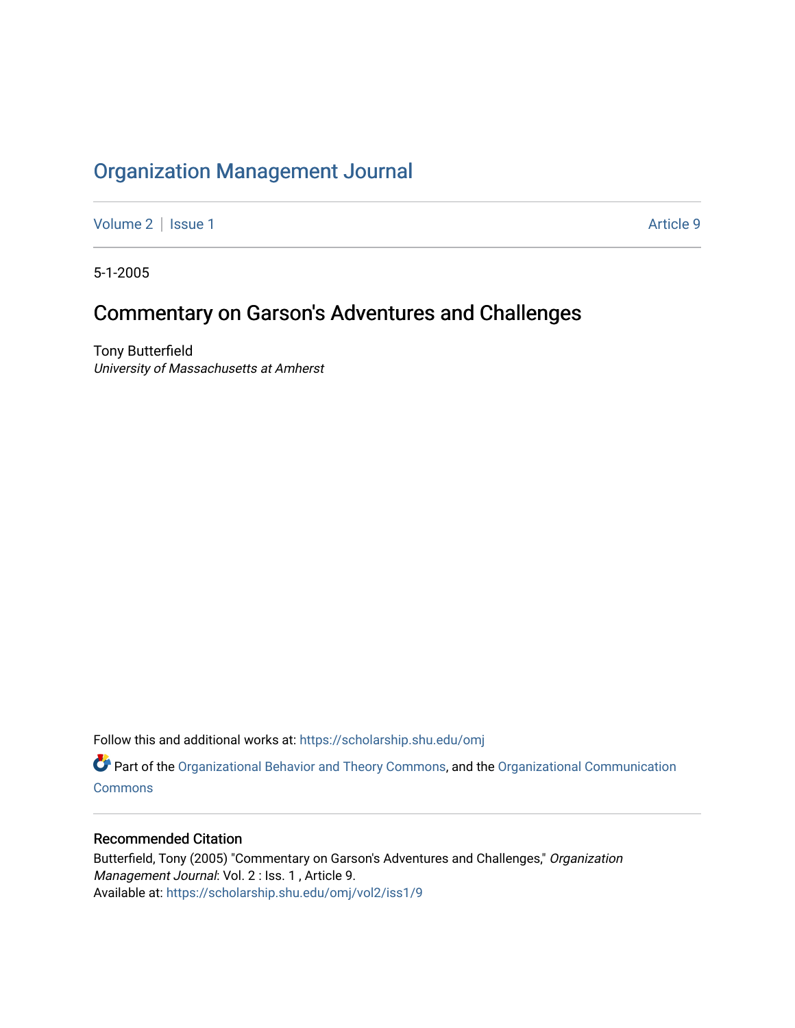# Organization Management Journal

Volume 2 | Issue 1 Article 9

5-1-2005

## Commentary on Garson's Adventures and Challenges

Tony Butterfield
*University of Massachusetts at Amherst*

Follow this and additional works at: https://scholarship.shu.edu/omj

Part of the Organizational Behavior and Theory Commons, and the Organizational Communication Commons

### Recommended Citation

Butterfield, Tony (2005) "Commentary on Garson's Adventures and Challenges," *Organization Management Journal*: Vol. 2 : Iss. 1 , Article 9.
Available at: https://scholarship.shu.edu/omj/vol2/iss1/9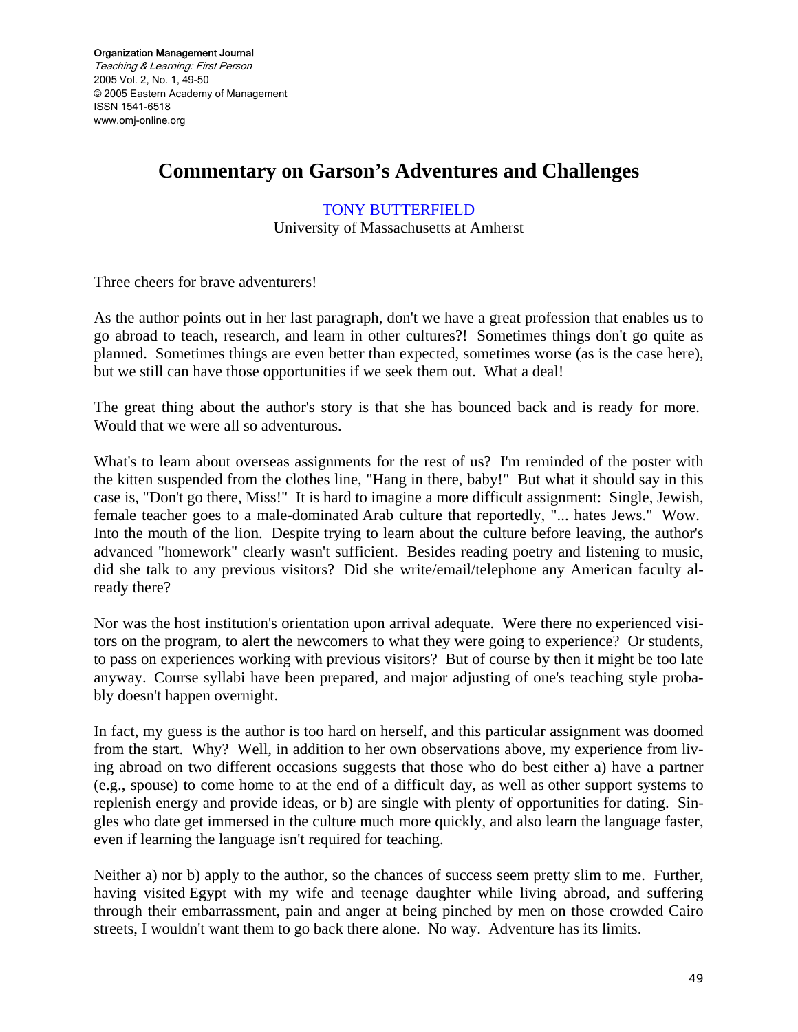# Commentary on Garson's Adventures and Challenges

TONY BUTTERFIELD
University of Massachusetts at Amherst

Three cheers for brave adventurers!

As the author points out in her last paragraph, don't we have a great profession that enables us to go abroad to teach, research, and learn in other cultures?! Sometimes things don't go quite as planned. Sometimes things are even better than expected, sometimes worse (as is the case here), but we still can have those opportunities if we seek them out. What a deal!

The great thing about the author's story is that she has bounced back and is ready for more. Would that we were all so adventurous.

What's to learn about overseas assignments for the rest of us? I'm reminded of the poster with the kitten suspended from the clothes line, "Hang in there, baby!" But what it should say in this case is, "Don't go there, Miss!" It is hard to imagine a more difficult assignment: Single, Jewish, female teacher goes to a male-dominated Arab culture that reportedly, "... hates Jews." Wow. Into the mouth of the lion. Despite trying to learn about the culture before leaving, the author's advanced "homework" clearly wasn't sufficient. Besides reading poetry and listening to music, did she talk to any previous visitors? Did she write/email/telephone any American faculty already there?

Nor was the host institution's orientation upon arrival adequate. Were there no experienced visitors on the program, to alert the newcomers to what they were going to experience? Or students, to pass on experiences working with previous visitors? But of course by then it might be too late anyway. Course syllabi have been prepared, and major adjusting of one's teaching style probably doesn't happen overnight.

In fact, my guess is the author is too hard on herself, and this particular assignment was doomed from the start. Why? Well, in addition to her own observations above, my experience from living abroad on two different occasions suggests that those who do best either a) have a partner (e.g., spouse) to come home to at the end of a difficult day, as well as other support systems to replenish energy and provide ideas, or b) are single with plenty of opportunities for dating. Singles who date get immersed in the culture much more quickly, and also learn the language faster, even if learning the language isn't required for teaching.

Neither a) nor b) apply to the author, so the chances of success seem pretty slim to me. Further, having visited Egypt with my wife and teenage daughter while living abroad, and suffering through their embarrassment, pain and anger at being pinched by men on those crowded Cairo streets, I wouldn't want them to go back there alone. No way. Adventure has its limits.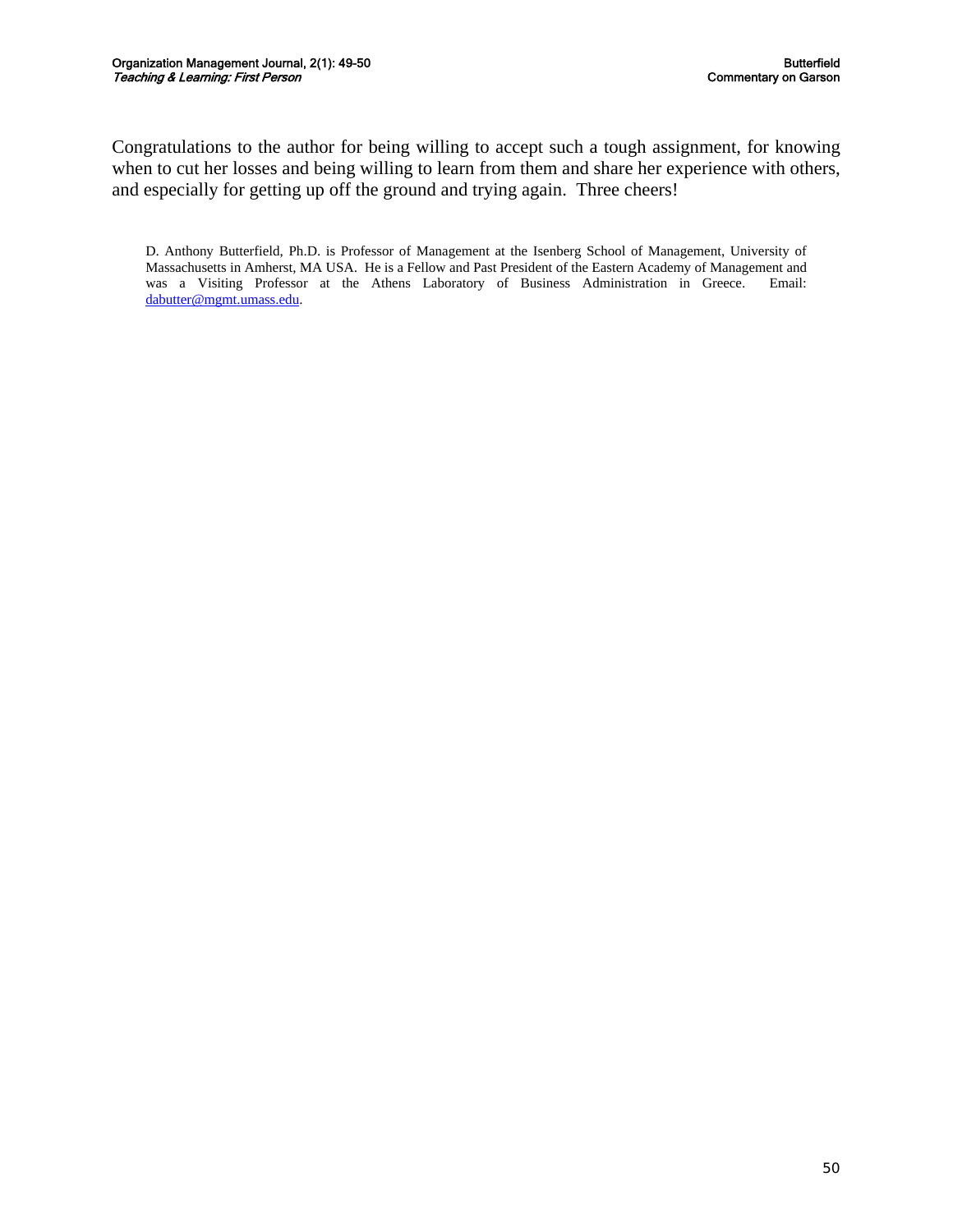Congratulations to the author for being willing to accept such a tough assignment, for knowing when to cut her losses and being willing to learn from them and share her experience with others, and especially for getting up off the ground and trying again. Three cheers!

D. Anthony Butterfield, Ph.D. is Professor of Management at the Isenberg School of Management, University of Massachusetts in Amherst, MA USA. He is a Fellow and Past President of the Eastern Academy of Management and was a Visiting Professor at the Athens Laboratory of Business Administration in Greece. Email: dabutter@mgmt.umass.edu.